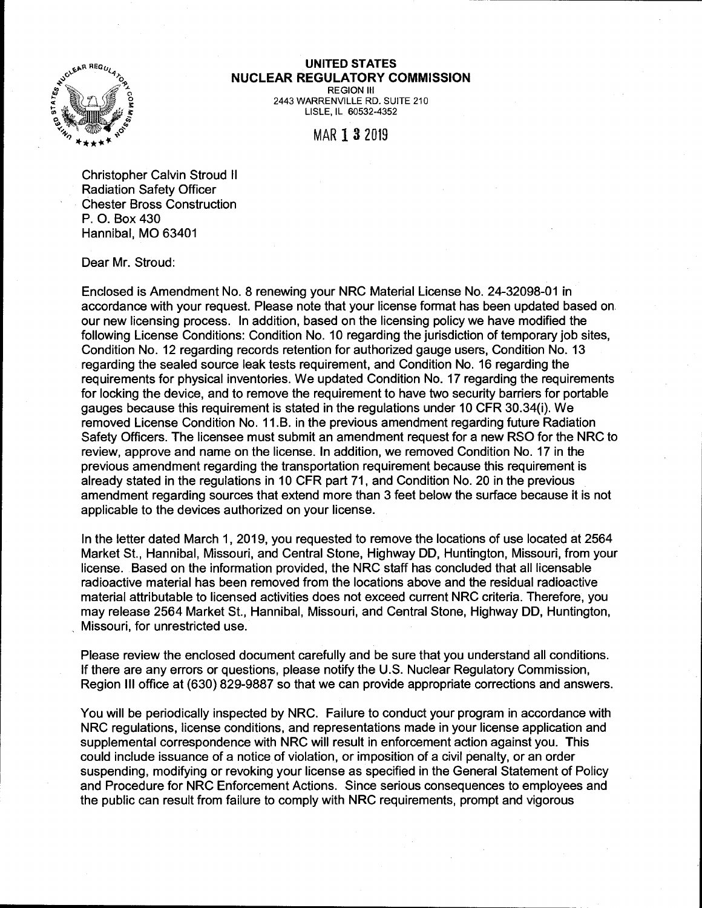**UNITED STATES**
**NUCLEAR REGULATORY COMMISSION**
REGION III
2443 WARRENVILLE RD. SUITE 210
LISLE, IL 60532-4352

MAR 1 3 2019

Christopher Calvin Stroud II
Radiation Safety Officer
Chester Bross Construction
P. O. Box 430
Hannibal, MO 63401

Dear Mr. Stroud:

Enclosed is Amendment No. 8 renewing your NRC Material License No. 24-32098-01 in accordance with your request. Please note that your license format has been updated based on our new licensing process. In addition, based on the licensing policy we have modified the following License Conditions: Condition No. 10 regarding the jurisdiction of temporary job sites, Condition No. 12 regarding records retention for authorized gauge users, Condition No. 13 regarding the sealed source leak tests requirement, and Condition No. 16 regarding the requirements for physical inventories. We updated Condition No. 17 regarding the requirements for locking the device, and to remove the requirement to have two security barriers for portable gauges because this requirement is stated in the regulations under 10 CFR 30.34(i). We removed License Condition No. 11.B. in the previous amendment regarding future Radiation Safety Officers. The licensee must submit an amendment request for a new RSO for the NRC to review, approve and name on the license. In addition, we removed Condition No. 17 in the previous amendment regarding the transportation requirement because this requirement is already stated in the regulations in 10 CFR part 71, and Condition No. 20 in the previous amendment regarding sources that extend more than 3 feet below the surface because it is not applicable to the devices authorized on your license.

In the letter dated March 1, 2019, you requested to remove the locations of use located at 2564 Market St., Hannibal, Missouri, and Central Stone, Highway DD, Huntington, Missouri, from your license. Based on the information provided, the NRC staff has concluded that all licensable radioactive material has been removed from the locations above and the residual radioactive material attributable to licensed activities does not exceed current NRC criteria. Therefore, you may release 2564 Market St., Hannibal, Missouri, and Central Stone, Highway DD, Huntington, Missouri, for unrestricted use.

Please review the enclosed document carefully and be sure that you understand all conditions. If there are any errors or questions, please notify the U.S. Nuclear Regulatory Commission, Region III office at (630) 829-9887 so that we can provide appropriate corrections and answers.

You will be periodically inspected by NRC. Failure to conduct your program in accordance with NRC regulations, license conditions, and representations made in your license application and supplemental correspondence with NRC will result in enforcement action against you. This could include issuance of a notice of violation, or imposition of a civil penalty, or an order suspending, modifying or revoking your license as specified in the General Statement of Policy and Procedure for NRC Enforcement Actions. Since serious consequences to employees and the public can result from failure to comply with NRC requirements, prompt and vigorous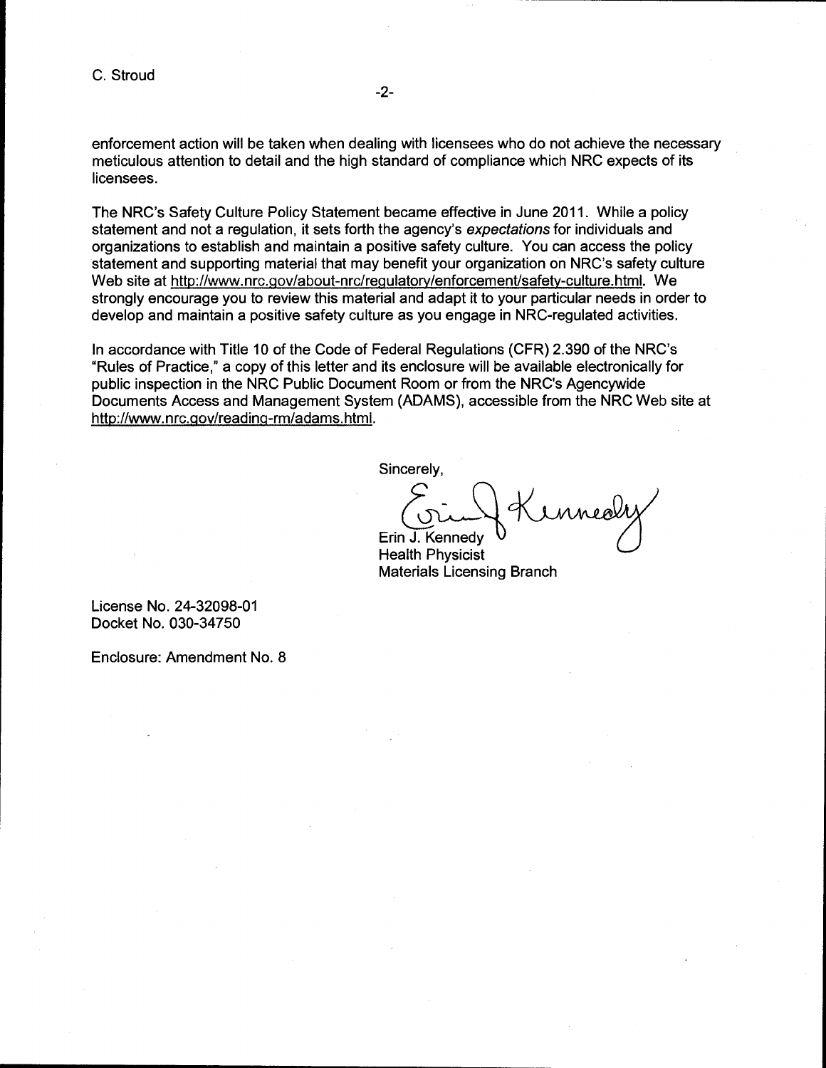enforcement action will be taken when dealing with licensees who do not achieve the necessary meticulous attention to detail and the high standard of compliance which NRC expects of its licensees.

The NRC's Safety Culture Policy Statement became effective in June 2011. While a policy statement and not a regulation, it sets forth the agency's *expectations* for individuals and organizations to establish and maintain a positive safety culture. You can access the policy statement and supporting material that may benefit your organization on NRC's safety culture Web site at http://www.nrc.gov/about-nrc/regulatory/enforcement/safety-culture.html. We strongly encourage you to review this material and adapt it to your particular needs in order to develop and maintain a positive safety culture as you engage in NRC-regulated activities.

In accordance with Title 10 of the Code of Federal Regulations (CFR) 2.390 of the NRC's "Rules of Practice," a copy of this letter and its enclosure will be available electronically for public inspection in the NRC Public Document Room or from the NRC's Agencywide Documents Access and Management System (ADAMS), accessible from the NRC Web site at http://www.nrc.gov/reading-rm/adams.html.

Sincerely,

Erin J. Kennedy
Health Physicist
Materials Licensing Branch

License No. 24-32098-01
Docket No. 030-34750

Enclosure: Amendment No. 8